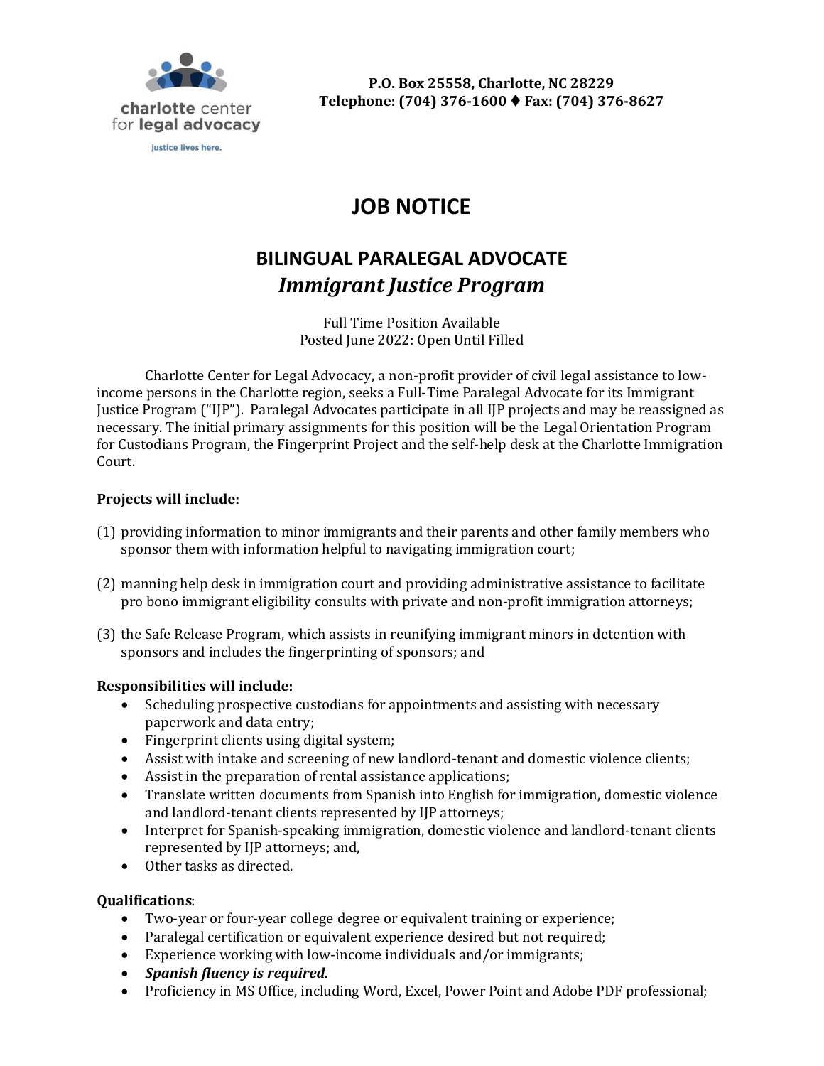charlotte center for legal advocacy

justice lives here.

**P.O. Box 25558, Charlotte, NC 28229**
**Telephone: (704) 376-1600 ⧫ Fax: (704) 376-8627**

# JOB NOTICE

## BILINGUAL PARALEGAL ADVOCATE
## *Immigrant Justice Program*

Full Time Position Available
Posted June 2022: Open Until Filled

Charlotte Center for Legal Advocacy, a non-profit provider of civil legal assistance to low-income persons in the Charlotte region, seeks a Full-Time Paralegal Advocate for its Immigrant Justice Program ("IJP"). Paralegal Advocates participate in all IJP projects and may be reassigned as necessary. The initial primary assignments for this position will be the Legal Orientation Program for Custodians Program, the Fingerprint Project and the self-help desk at the Charlotte Immigration Court.

**Projects will include:**

(1) providing information to minor immigrants and their parents and other family members who sponsor them with information helpful to navigating immigration court;

(2) manning help desk in immigration court and providing administrative assistance to facilitate pro bono immigrant eligibility consults with private and non-profit immigration attorneys;

(3) the Safe Release Program, which assists in reunifying immigrant minors in detention with sponsors and includes the fingerprinting of sponsors; and

**Responsibilities will include:**

- Scheduling prospective custodians for appointments and assisting with necessary paperwork and data entry;
- Fingerprint clients using digital system;
- Assist with intake and screening of new landlord-tenant and domestic violence clients;
- Assist in the preparation of rental assistance applications;
- Translate written documents from Spanish into English for immigration, domestic violence and landlord-tenant clients represented by IJP attorneys;
- Interpret for Spanish-speaking immigration, domestic violence and landlord-tenant clients represented by IJP attorneys; and,
- Other tasks as directed.

**Qualifications**:

- Two-year or four-year college degree or equivalent training or experience;
- Paralegal certification or equivalent experience desired but not required;
- Experience working with low-income individuals and/or immigrants;
- ***Spanish fluency is required.***
- Proficiency in MS Office, including Word, Excel, Power Point and Adobe PDF professional;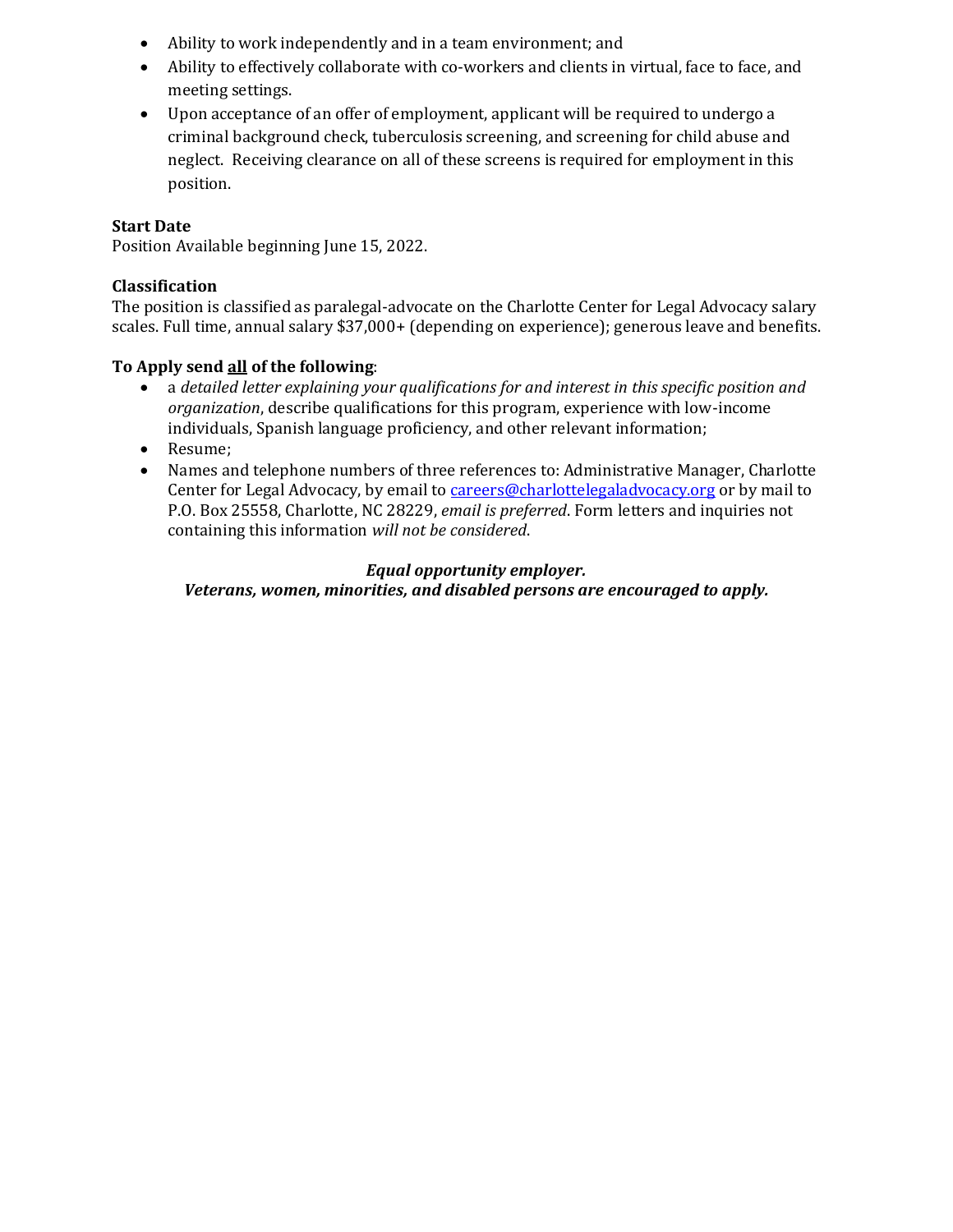- Ability to work independently and in a team environment; and
- Ability to effectively collaborate with co-workers and clients in virtual, face to face, and meeting settings.
- Upon acceptance of an offer of employment, applicant will be required to undergo a criminal background check, tuberculosis screening, and screening for child abuse and neglect. Receiving clearance on all of these screens is required for employment in this position.

**Start Date**
Position Available beginning June 15, 2022.

**Classification**
The position is classified as paralegal-advocate on the Charlotte Center for Legal Advocacy salary scales. Full time, annual salary $37,000+ (depending on experience); generous leave and benefits.

**To Apply send <u>all</u> of the following**:

- a *detailed letter explaining your qualifications for and interest in this specific position and organization*, describe qualifications for this program, experience with low-income individuals, Spanish language proficiency, and other relevant information;
- Resume;
- Names and telephone numbers of three references to: Administrative Manager, Charlotte Center for Legal Advocacy, by email to careers@charlottelegaladvocacy.org or by mail to P.O. Box 25558, Charlotte, NC 28229, *email is preferred*. Form letters and inquiries not containing this information *will not be considered*.

***Equal opportunity employer.***
***Veterans, women, minorities, and disabled persons are encouraged to apply.***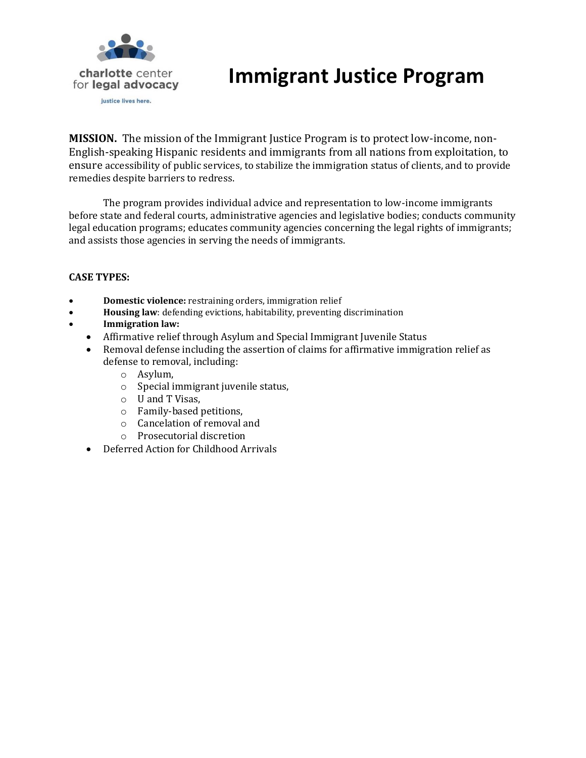charlotte center for legal advocacy

justice lives here.

# Immigrant Justice Program

**MISSION.** The mission of the Immigrant Justice Program is to protect low-income, non-English-speaking Hispanic residents and immigrants from all nations from exploitation, to ensure accessibility of public services, to stabilize the immigration status of clients, and to provide remedies despite barriers to redress.

The program provides individual advice and representation to low-income immigrants before state and federal courts, administrative agencies and legislative bodies; conducts community legal education programs; educates community agencies concerning the legal rights of immigrants; and assists those agencies in serving the needs of immigrants.

**CASE TYPES:**

- **Domestic violence:** restraining orders, immigration relief
- **Housing law**: defending evictions, habitability, preventing discrimination
- **Immigration law:**
  - Affirmative relief through Asylum and Special Immigrant Juvenile Status
  - Removal defense including the assertion of claims for affirmative immigration relief as defense to removal, including:
    - Asylum,
    - Special immigrant juvenile status,
    - U and T Visas,
    - Family-based petitions,
    - Cancelation of removal and
    - Prosecutorial discretion
  - Deferred Action for Childhood Arrivals